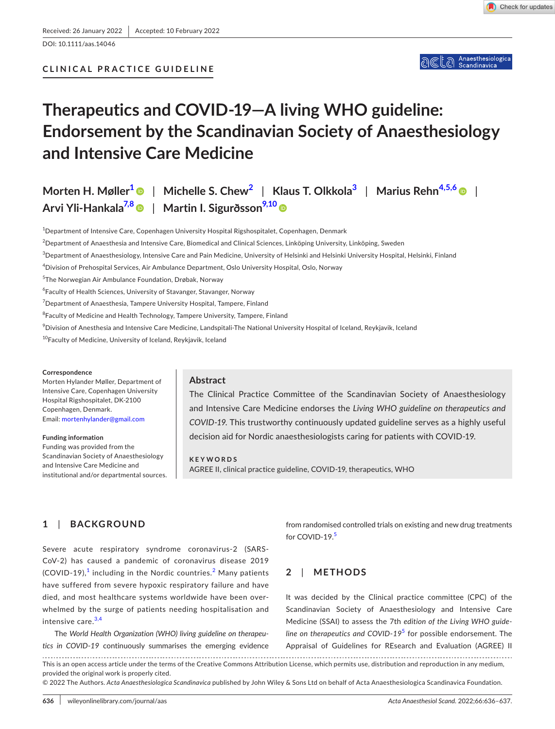Received: 26 January 2022 | Accepted: 10 February 2022

DOI: 10.1111/aas.14046

CLINICAL PRACTICE GUIDELINE

# Therapeutics and COVID-19—A living WHO guideline: Endorsement by the Scandinavian Society of Anaesthesiology and Intensive Care Medicine

Morten H. Møller[1] | Michelle S. Chew[2] | Klaus T. Olkkola[3] | Marius Rehn[4,5,6] | Arvi Yli-Hankala[7,8] | Martin I. Sigurðsson[9,10]

[1]Department of Intensive Care, Copenhagen University Hospital Rigshospitalet, Copenhagen, Denmark

[2]Department of Anaesthesia and Intensive Care, Biomedical and Clinical Sciences, Linköping University, Linköping, Sweden

[3]Department of Anaesthesiology, Intensive Care and Pain Medicine, University of Helsinki and Helsinki University Hospital, Helsinki, Finland

[4]Division of Prehospital Services, Air Ambulance Department, Oslo University Hospital, Oslo, Norway

[5]The Norwegian Air Ambulance Foundation, Drøbak, Norway

[6]Faculty of Health Sciences, University of Stavanger, Stavanger, Norway

[7]Department of Anaesthesia, Tampere University Hospital, Tampere, Finland

[8]Faculty of Medicine and Health Technology, Tampere University, Tampere, Finland

[9]Division of Anesthesia and Intensive Care Medicine, Landspitali-The National University Hospital of Iceland, Reykjavik, Iceland

[10]Faculty of Medicine, University of Iceland, Reykjavik, Iceland

**Correspondence**
Morten Hylander Møller, Department of Intensive Care, Copenhagen University Hospital Rigshospitalet, DK-2100 Copenhagen, Denmark.
Email: mortenhylander@gmail.com

**Funding information**
Funding was provided from the Scandinavian Society of Anaesthesiology and Intensive Care Medicine and institutional and/or departmental sources.

## Abstract

The Clinical Practice Committee of the Scandinavian Society of Anaesthesiology and Intensive Care Medicine endorses the *Living WHO guideline on therapeutics and COVID-19*. This trustworthy continuously updated guideline serves as a highly useful decision aid for Nordic anaesthesiologists caring for patients with COVID-19.

**KEYWORDS**
AGREE II, clinical practice guideline, COVID-19, therapeutics, WHO

## 1 | BACKGROUND

Severe acute respiratory syndrome coronavirus-2 (SARS-CoV-2) has caused a pandemic of coronavirus disease 2019 (COVID-19),[1] including in the Nordic countries.[2] Many patients have suffered from severe hypoxic respiratory failure and have died, and most healthcare systems worldwide have been overwhelmed by the surge of patients needing hospitalisation and intensive care.[3,4]

The *World Health Organization (WHO) living guideline on therapeutics in COVID-19* continuously summarises the emerging evidence from randomised controlled trials on existing and new drug treatments for COVID-19.[5]

## 2 | METHODS

It was decided by the Clinical practice committee (CPC) of the Scandinavian Society of Anaesthesiology and Intensive Care Medicine (SSAI) to assess the 7th *edition of the Living WHO guideline on therapeutics and COVID-19*[5] for possible endorsement. The Appraisal of Guidelines for REsearch and Evaluation (AGREE) II

This is an open access article under the terms of the Creative Commons Attribution License, which permits use, distribution and reproduction in any medium, provided the original work is properly cited.
© 2022 The Authors. *Acta Anaesthesiologica Scandinavica* published by John Wiley & Sons Ltd on behalf of Acta Anaesthesiologica Scandinavica Foundation.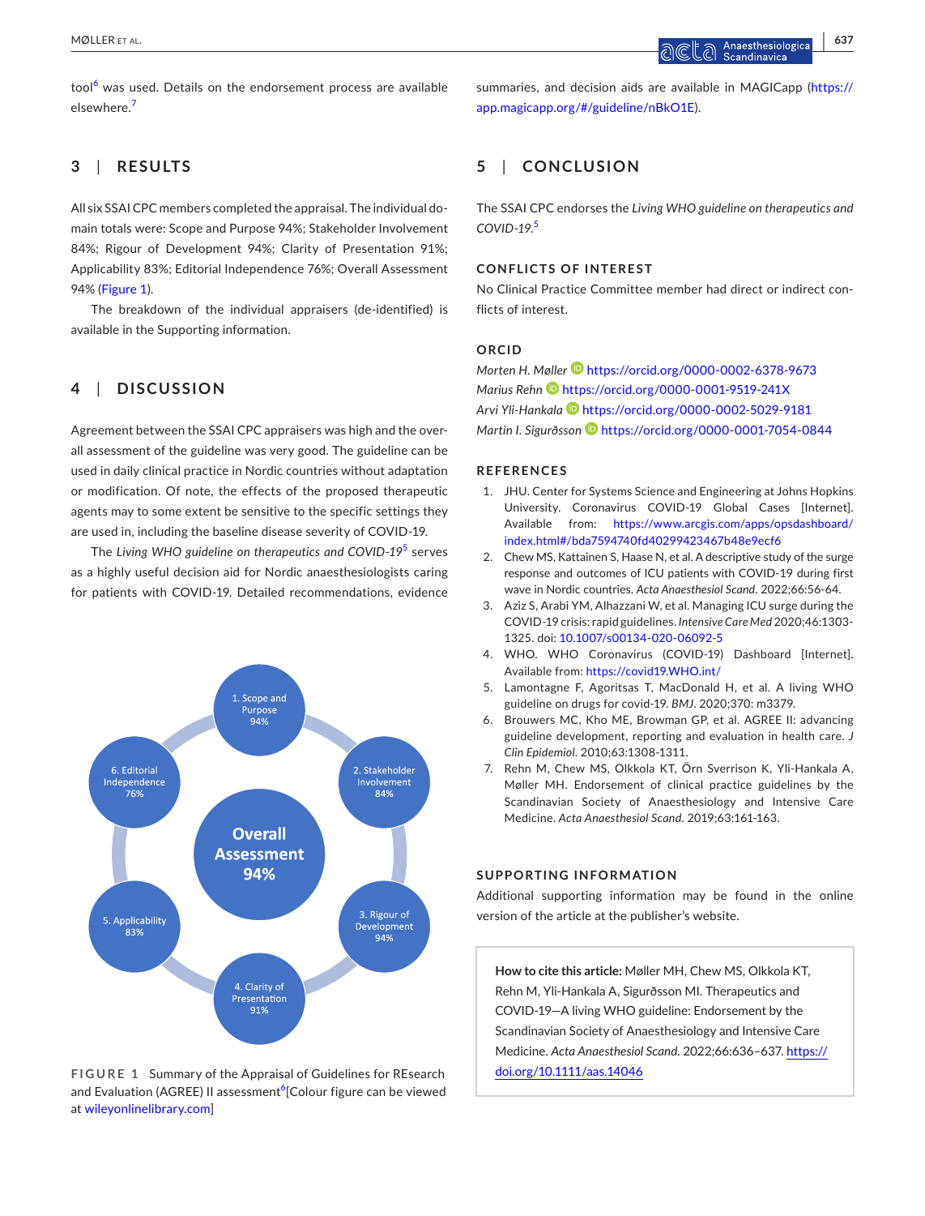tool[6] was used. Details on the endorsement process are available elsewhere.[7]

## 3 | RESULTS

All six SSAI CPC members completed the appraisal. The individual domain totals were: Scope and Purpose 94%; Stakeholder Involvement 84%; Rigour of Development 94%; Clarity of Presentation 91%; Applicability 83%; Editorial Independence 76%; Overall Assessment 94% (Figure 1).

The breakdown of the individual appraisers (de-identified) is available in the Supporting information.

## 4 | DISCUSSION

Agreement between the SSAI CPC appraisers was high and the overall assessment of the guideline was very good. The guideline can be used in daily clinical practice in Nordic countries without adaptation or modification. Of note, the effects of the proposed therapeutic agents may to some extent be sensitive to the specific settings they are used in, including the baseline disease severity of COVID-19.

The *Living WHO guideline on therapeutics and COVID-19*[5] serves as a highly useful decision aid for Nordic anaesthesiologists caring for patients with COVID-19. Detailed recommendations, evidence summaries, and decision aids are available in MAGICapp (https://app.magicapp.org/#/guideline/nBkO1E).

1. Scope and Purpose 94%

2. Stakeholder Involvement 84%

3. Rigour of Development 94%

4. Clarity of Presentation 91%

5. Applicability 83%

6. Editorial Independence 76%

Overall Assessment 94%

**FIGURE 1** Summary of the Appraisal of Guidelines for REsearch and Evaluation (AGREE) II assessment[6] [Colour figure can be viewed at wileyonlinelibrary.com]

## 5 | CONCLUSION

The SSAI CPC endorses the *Living WHO guideline on therapeutics and COVID-19*.[5]

### CONFLICTS OF INTEREST

No Clinical Practice Committee member had direct or indirect conflicts of interest.

### ORCID

*Morten H. Møller* https://orcid.org/0000-0002-6378-9673
*Marius Rehn* https://orcid.org/0000-0001-9519-241X
*Arvi Yli-Hankala* https://orcid.org/0000-0002-5029-9181
*Martin I. Sigurðsson* https://orcid.org/0000-0001-7054-0844

### REFERENCES

1. JHU. Center for Systems Science and Engineering at Johns Hopkins University. Coronavirus COVID-19 Global Cases [Internet]. Available from: https://www.arcgis.com/apps/opsdashboard/index.html#/bda7594740fd40299423467b48e9ecf6
2. Chew MS, Kattainen S, Haase N, et al. A descriptive study of the surge response and outcomes of ICU patients with COVID-19 during first wave in Nordic countries. *Acta Anaesthesiol Scand*. 2022;66:56-64.
3. Aziz S, Arabi YM, Alhazzani W, et al. Managing ICU surge during the COVID-19 crisis: rapid guidelines. *Intensive Care Med* 2020;46:1303-1325. doi: 10.1007/s00134-020-06092-5
4. WHO. WHO Coronavirus (COVID-19) Dashboard [Internet]. Available from: https://covid19.WHO.int/
5. Lamontagne F, Agoritsas T, MacDonald H, et al. A living WHO guideline on drugs for covid-19. *BMJ*. 2020;370: m3379.
6. Brouwers MC, Kho ME, Browman GP, et al. AGREE II: advancing guideline development, reporting and evaluation in health care. *J Clin Epidemiol*. 2010;63:1308-1311.
7. Rehn M, Chew MS, Olkkola KT, Örn Sverrison K, Yli-Hankala A, Møller MH. Endorsement of clinical practice guidelines by the Scandinavian Society of Anaesthesiology and Intensive Care Medicine. *Acta Anaesthesiol Scand*. 2019;63:161-163.

### SUPPORTING INFORMATION

Additional supporting information may be found in the online version of the article at the publisher's website.

**How to cite this article:** Møller MH, Chew MS, Olkkola KT, Rehn M, Yli-Hankala A, Sigurðsson MI. Therapeutics and COVID-19—A living WHO guideline: Endorsement by the Scandinavian Society of Anaesthesiology and Intensive Care Medicine. *Acta Anaesthesiol Scand*. 2022;66:636–637. https://doi.org/10.1111/aas.14046